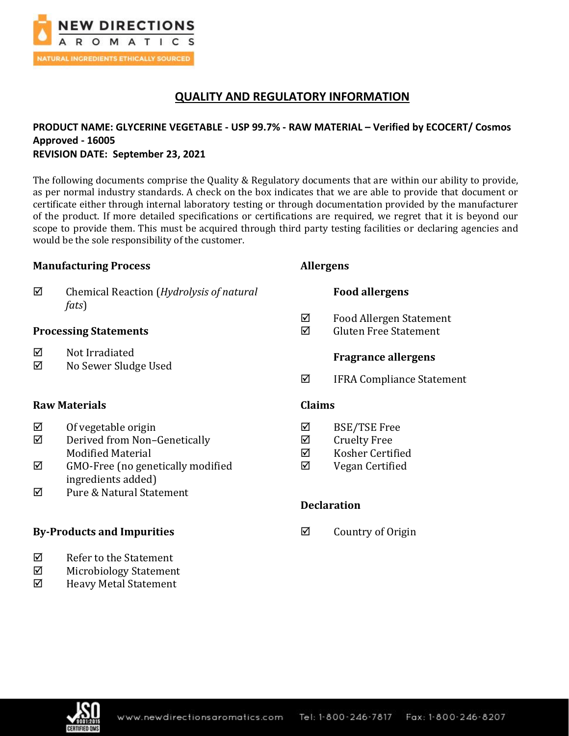# QUALITY AND REGULATORY INFORMATION

**PRODUCT NAME: GLYCERINE VEGETABLE - USP 99.7% - RAW MATERIAL – Verified by ECOCERT/ Cosmos Approved - 16005**
**REVISION DATE: September 23, 2021**

The following documents comprise the Quality & Regulatory documents that are within our ability to provide, as per normal industry standards. A check on the box indicates that we are able to provide that document or certificate either through internal laboratory testing or through documentation provided by the manufacturer of the product. If more detailed specifications or certifications are required, we regret that it is beyond our scope to provide them. This must be acquired through third party testing facilities or declaring agencies and would be the sole responsibility of the customer.

## Manufacturing Process

- ☑ Chemical Reaction (*Hydrolysis of natural fats*)

## Processing Statements

- ☑ Not Irradiated
- ☑ No Sewer Sludge Used

## Raw Materials

- ☑ Of vegetable origin
- ☑ Derived from Non–Genetically Modified Material
- ☑ GMO-Free (no genetically modified ingredients added)
- ☑ Pure & Natural Statement

## By-Products and Impurities

- ☑ Refer to the Statement
- ☑ Microbiology Statement
- ☑ Heavy Metal Statement

## Allergens

### Food allergens

- ☑ Food Allergen Statement
- ☑ Gluten Free Statement

### Fragrance allergens

- ☑ IFRA Compliance Statement

## Claims

- ☑ BSE/TSE Free
- ☑ Cruelty Free
- ☑ Kosher Certified
- ☑ Vegan Certified

## Declaration

- ☑ Country of Origin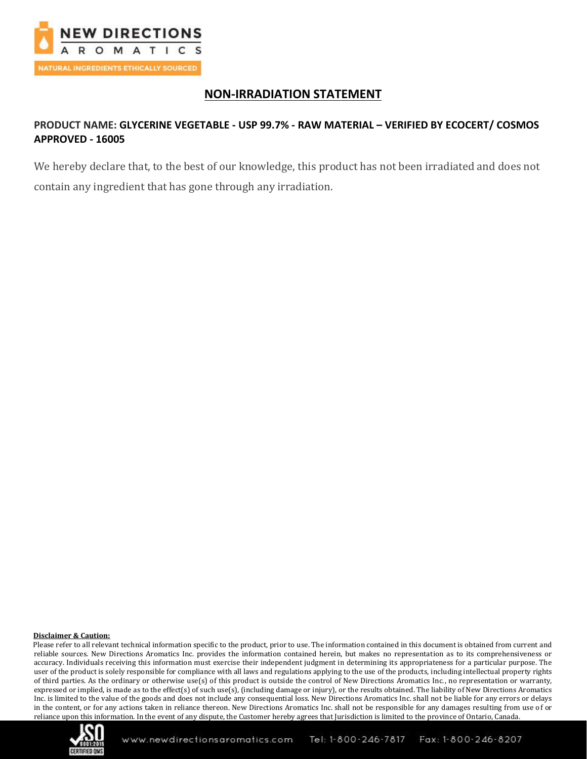# NON-IRRADIATION STATEMENT

**PRODUCT NAME: GLYCERINE VEGETABLE - USP 99.7% - RAW MATERIAL – VERIFIED BY ECOCERT/ COSMOS APPROVED - 16005**

We hereby declare that, to the best of our knowledge, this product has not been irradiated and does not contain any ingredient that has gone through any irradiation.

**Disclaimer & Caution:**

Please refer to all relevant technical information specific to the product, prior to use. The information contained in this document is obtained from current and reliable sources. New Directions Aromatics Inc. provides the information contained herein, but makes no representation as to its comprehensiveness or accuracy. Individuals receiving this information must exercise their independent judgment in determining its appropriateness for a particular purpose. The user of the product is solely responsible for compliance with all laws and regulations applying to the use of the products, including intellectual property rights of third parties. As the ordinary or otherwise use(s) of this product is outside the control of New Directions Aromatics Inc., no representation or warranty, expressed or implied, is made as to the effect(s) of such use(s), (including damage or injury), or the results obtained. The liability of New Directions Aromatics Inc. is limited to the value of the goods and does not include any consequential loss. New Directions Aromatics Inc. shall not be liable for any errors or delays in the content, or for any actions taken in reliance thereon. New Directions Aromatics Inc. shall not be responsible for any damages resulting from use of or reliance upon this information. In the event of any dispute, the Customer hereby agrees that Jurisdiction is limited to the province of Ontario, Canada.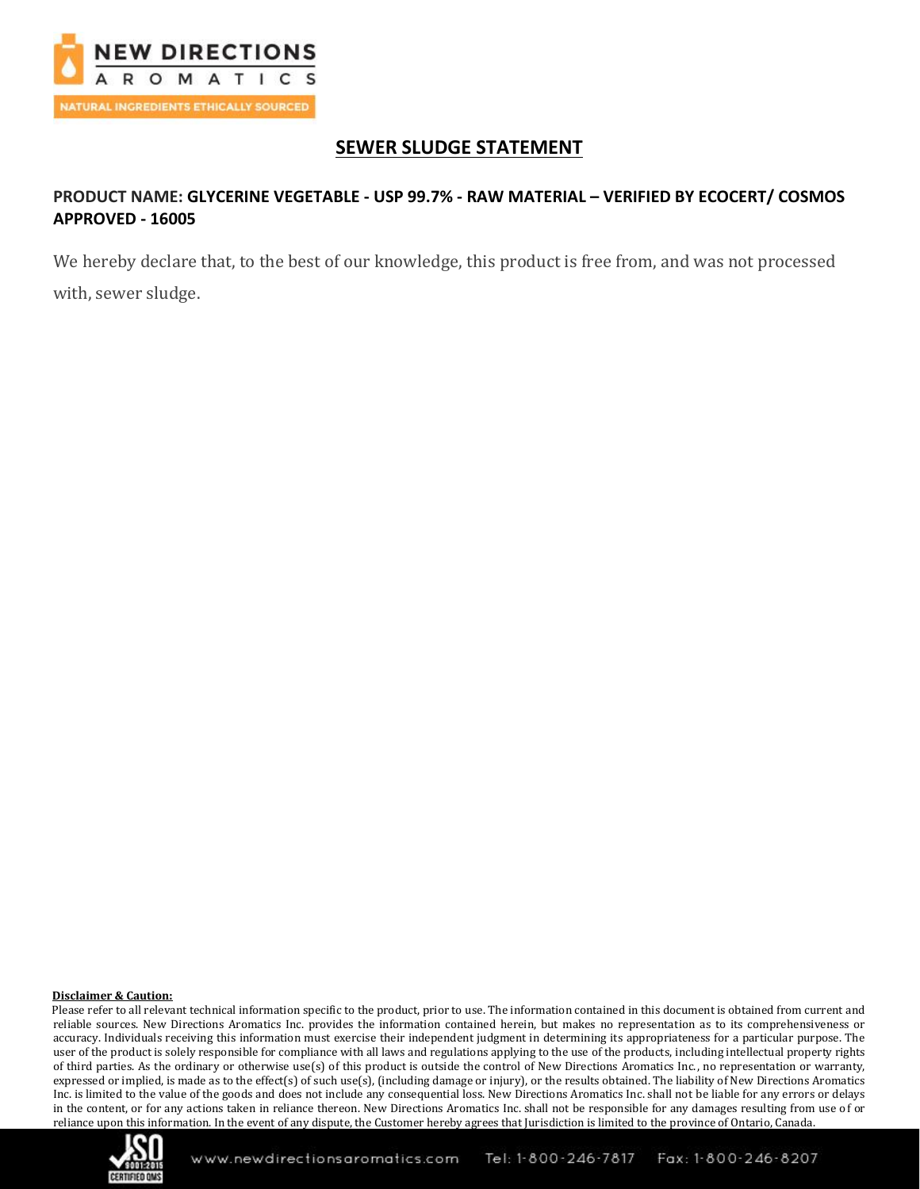# SEWER SLUDGE STATEMENT

**PRODUCT NAME: GLYCERINE VEGETABLE - USP 99.7% - RAW MATERIAL – VERIFIED BY ECOCERT/ COSMOS APPROVED - 16005**

We hereby declare that, to the best of our knowledge, this product is free from, and was not processed with, sewer sludge.

**Disclaimer & Caution:**

Please refer to all relevant technical information specific to the product, prior to use. The information contained in this document is obtained from current and reliable sources. New Directions Aromatics Inc. provides the information contained herein, but makes no representation as to its comprehensiveness or accuracy. Individuals receiving this information must exercise their independent judgment in determining its appropriateness for a particular purpose. The user of the product is solely responsible for compliance with all laws and regulations applying to the use of the products, including intellectual property rights of third parties. As the ordinary or otherwise use(s) of this product is outside the control of New Directions Aromatics Inc., no representation or warranty, expressed or implied, is made as to the effect(s) of such use(s), (including damage or injury), or the results obtained. The liability of New Directions Aromatics Inc. is limited to the value of the goods and does not include any consequential loss. New Directions Aromatics Inc. shall not be liable for any errors or delays in the content, or for any actions taken in reliance thereon. New Directions Aromatics Inc. shall not be responsible for any damages resulting from use of or reliance upon this information. In the event of any dispute, the Customer hereby agrees that Jurisdiction is limited to the province of Ontario, Canada.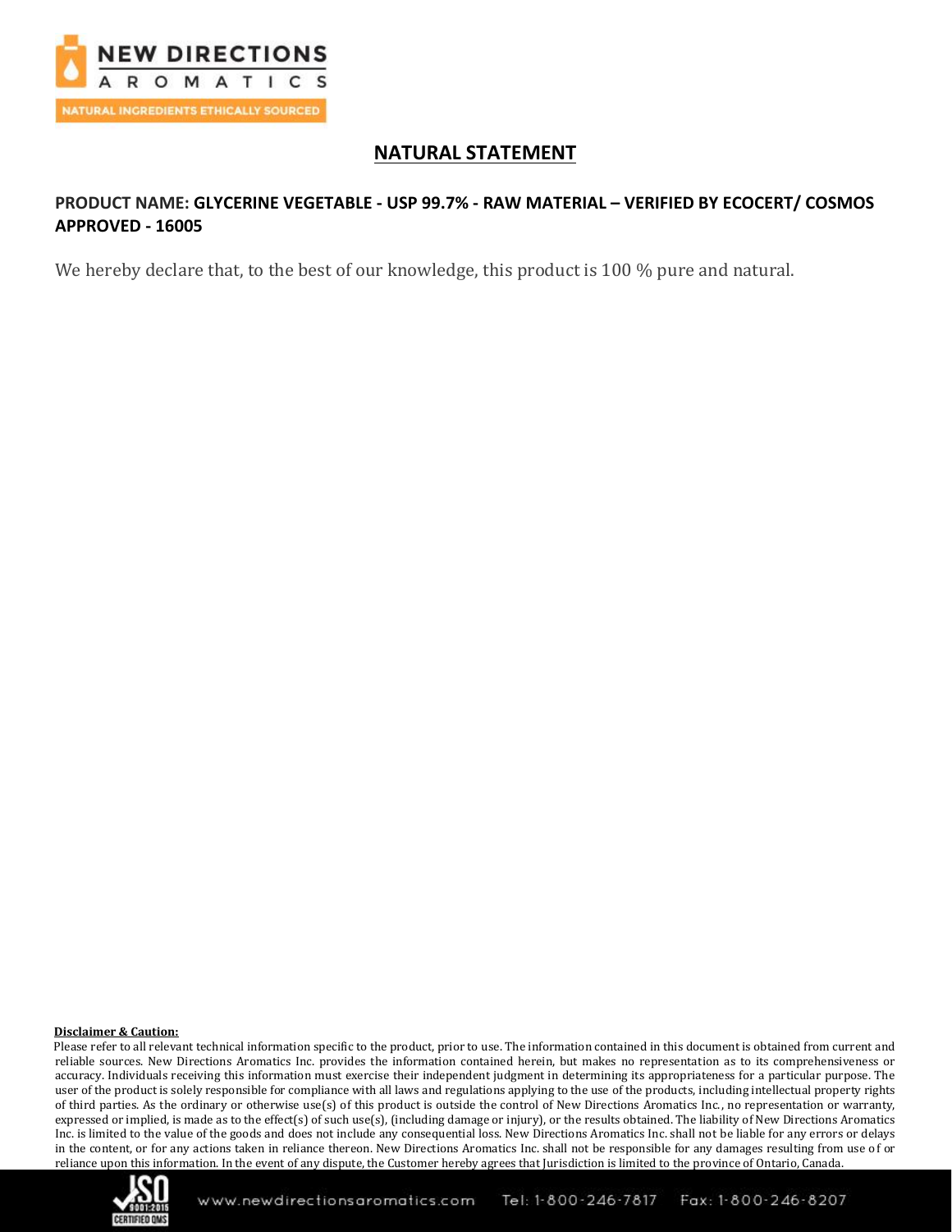## NATURAL STATEMENT

**PRODUCT NAME: GLYCERINE VEGETABLE - USP 99.7% - RAW MATERIAL – VERIFIED BY ECOCERT/ COSMOS APPROVED - 16005**

We hereby declare that, to the best of our knowledge, this product is 100 % pure and natural.

**Disclaimer & Caution:**

Please refer to all relevant technical information specific to the product, prior to use. The information contained in this document is obtained from current and reliable sources. New Directions Aromatics Inc. provides the information contained herein, but makes no representation as to its comprehensiveness or accuracy. Individuals receiving this information must exercise their independent judgment in determining its appropriateness for a particular purpose. The user of the product is solely responsible for compliance with all laws and regulations applying to the use of the products, including intellectual property rights of third parties. As the ordinary or otherwise use(s) of this product is outside the control of New Directions Aromatics Inc., no representation or warranty, expressed or implied, is made as to the effect(s) of such use(s), (including damage or injury), or the results obtained. The liability of New Directions Aromatics Inc. is limited to the value of the goods and does not include any consequential loss. New Directions Aromatics Inc. shall not be liable for any errors or delays in the content, or for any actions taken in reliance thereon. New Directions Aromatics Inc. shall not be responsible for any damages resulting from use of or reliance upon this information. In the event of any dispute, the Customer hereby agrees that Jurisdiction is limited to the province of Ontario, Canada.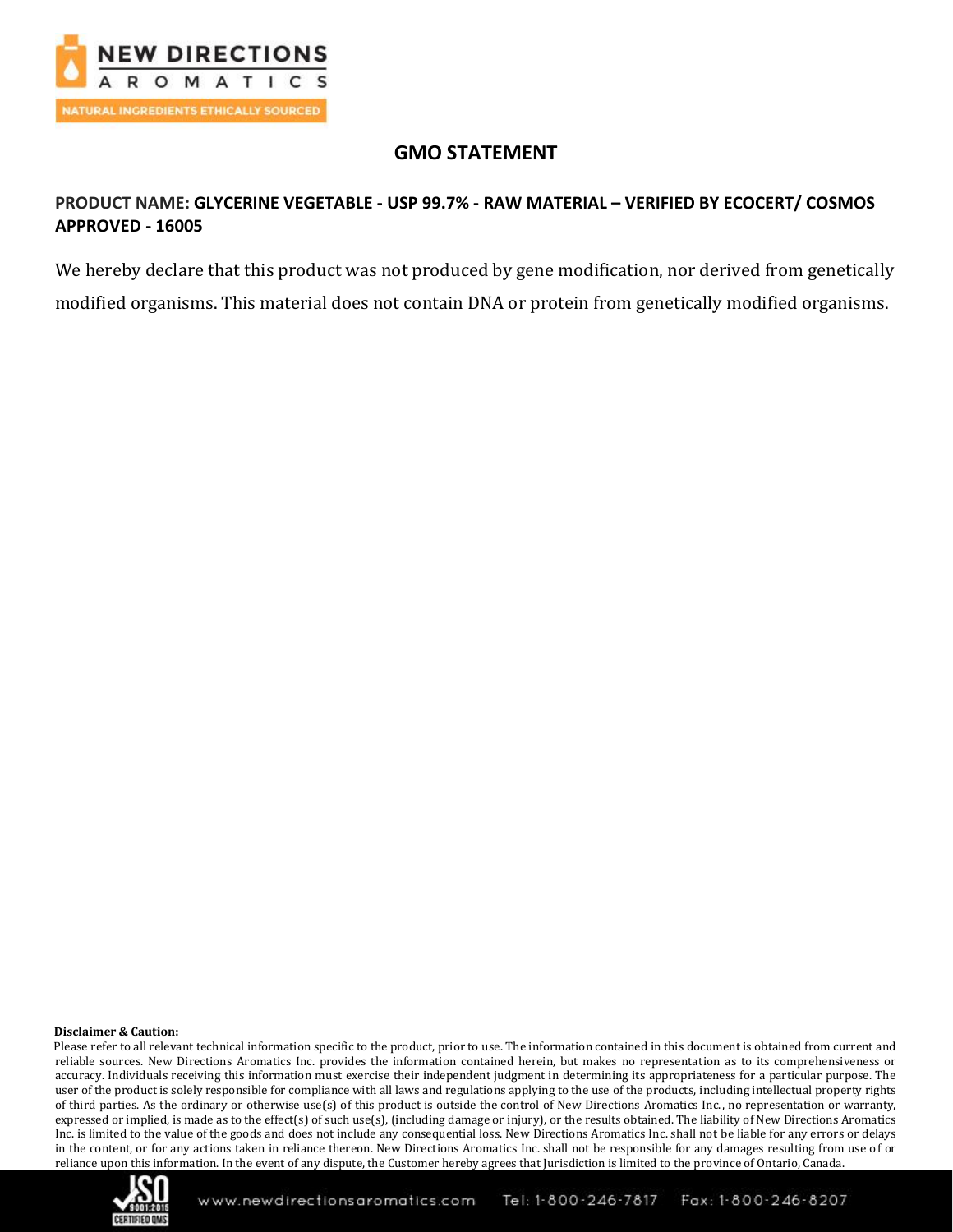## GMO STATEMENT

**PRODUCT NAME: GLYCERINE VEGETABLE - USP 99.7% - RAW MATERIAL – VERIFIED BY ECOCERT/ COSMOS APPROVED - 16005**

We hereby declare that this product was not produced by gene modification, nor derived from genetically modified organisms. This material does not contain DNA or protein from genetically modified organisms.

**Disclaimer & Caution:**

Please refer to all relevant technical information specific to the product, prior to use. The information contained in this document is obtained from current and reliable sources. New Directions Aromatics Inc. provides the information contained herein, but makes no representation as to its comprehensiveness or accuracy. Individuals receiving this information must exercise their independent judgment in determining its appropriateness for a particular purpose. The user of the product is solely responsible for compliance with all laws and regulations applying to the use of the products, including intellectual property rights of third parties. As the ordinary or otherwise use(s) of this product is outside the control of New Directions Aromatics Inc., no representation or warranty, expressed or implied, is made as to the effect(s) of such use(s), (including damage or injury), or the results obtained. The liability of New Directions Aromatics Inc. is limited to the value of the goods and does not include any consequential loss. New Directions Aromatics Inc. shall not be liable for any errors or delays in the content, or for any actions taken in reliance thereon. New Directions Aromatics Inc. shall not be responsible for any damages resulting from use of or reliance upon this information. In the event of any dispute, the Customer hereby agrees that Jurisdiction is limited to the province of Ontario, Canada.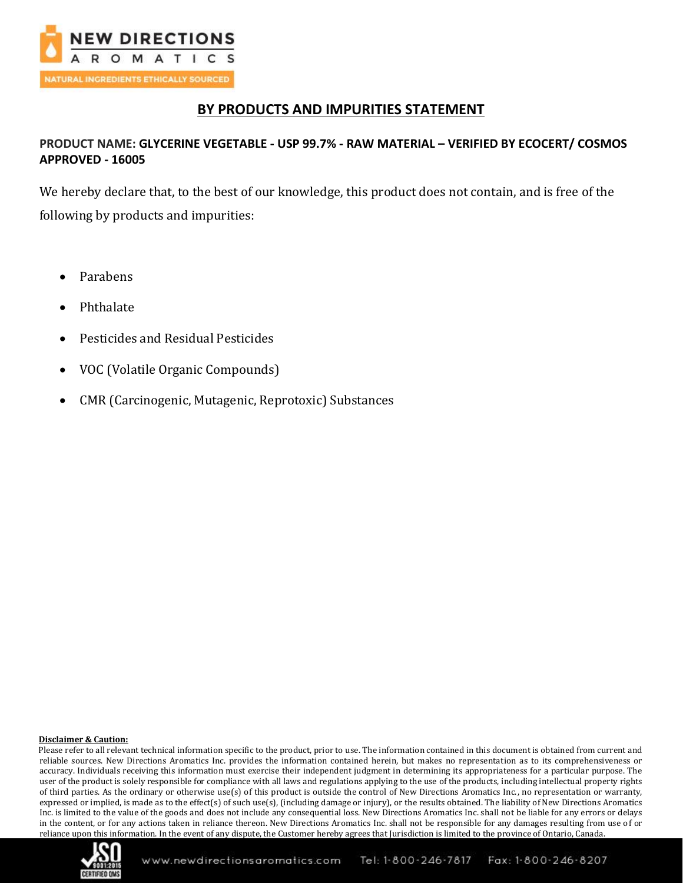## BY PRODUCTS AND IMPURITIES STATEMENT

**PRODUCT NAME: GLYCERINE VEGETABLE - USP 99.7% - RAW MATERIAL – VERIFIED BY ECOCERT/ COSMOS APPROVED - 16005**

We hereby declare that, to the best of our knowledge, this product does not contain, and is free of the following by products and impurities:

- Parabens
- Phthalate
- Pesticides and Residual Pesticides
- VOC (Volatile Organic Compounds)
- CMR (Carcinogenic, Mutagenic, Reprotoxic) Substances

**Disclaimer & Caution:**

Please refer to all relevant technical information specific to the product, prior to use. The information contained in this document is obtained from current and reliable sources. New Directions Aromatics Inc. provides the information contained herein, but makes no representation as to its comprehensiveness or accuracy. Individuals receiving this information must exercise their independent judgment in determining its appropriateness for a particular purpose. The user of the product is solely responsible for compliance with all laws and regulations applying to the use of the products, including intellectual property rights of third parties. As the ordinary or otherwise use(s) of this product is outside the control of New Directions Aromatics Inc., no representation or warranty, expressed or implied, is made as to the effect(s) of such use(s), (including damage or injury), or the results obtained. The liability of New Directions Aromatics Inc. is limited to the value of the goods and does not include any consequential loss. New Directions Aromatics Inc. shall not be liable for any errors or delays in the content, or for any actions taken in reliance thereon. New Directions Aromatics Inc. shall not be responsible for any damages resulting from use of or reliance upon this information. In the event of any dispute, the Customer hereby agrees that Jurisdiction is limited to the province of Ontario, Canada.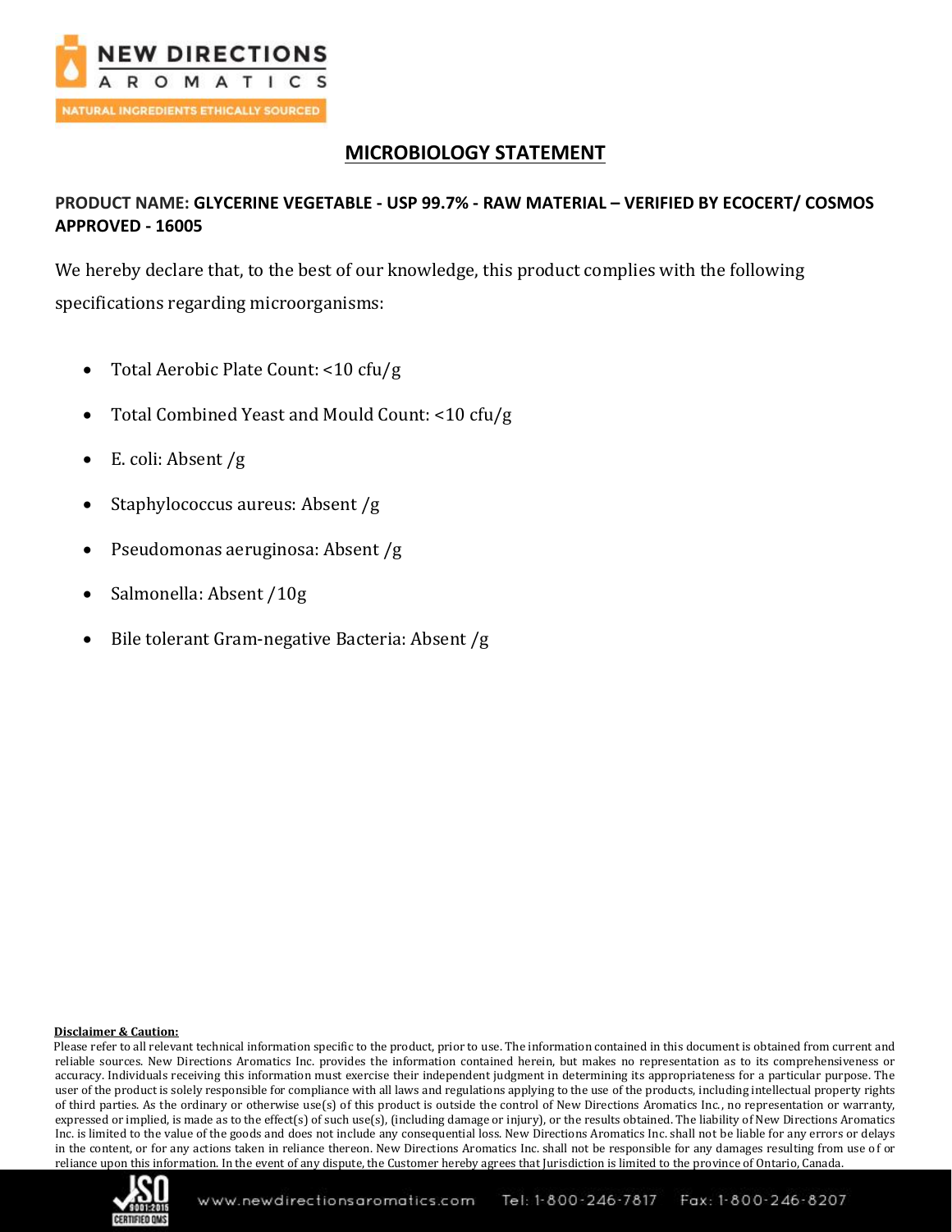# MICROBIOLOGY STATEMENT

**PRODUCT NAME: GLYCERINE VEGETABLE - USP 99.7% - RAW MATERIAL – VERIFIED BY ECOCERT/ COSMOS APPROVED - 16005**

We hereby declare that, to the best of our knowledge, this product complies with the following specifications regarding microorganisms:

- Total Aerobic Plate Count: <10 cfu/g
- Total Combined Yeast and Mould Count: <10 cfu/g
- E. coli: Absent /g
- Staphylococcus aureus: Absent /g
- Pseudomonas aeruginosa: Absent /g
- Salmonella: Absent /10g
- Bile tolerant Gram-negative Bacteria: Absent /g

**Disclaimer & Caution:**

Please refer to all relevant technical information specific to the product, prior to use. The information contained in this document is obtained from current and reliable sources. New Directions Aromatics Inc. provides the information contained herein, but makes no representation as to its comprehensiveness or accuracy. Individuals receiving this information must exercise their independent judgment in determining its appropriateness for a particular purpose. The user of the product is solely responsible for compliance with all laws and regulations applying to the use of the products, including intellectual property rights of third parties. As the ordinary or otherwise use(s) of this product is outside the control of New Directions Aromatics Inc., no representation or warranty, expressed or implied, is made as to the effect(s) of such use(s), (including damage or injury), or the results obtained. The liability of New Directions Aromatics Inc. is limited to the value of the goods and does not include any consequential loss. New Directions Aromatics Inc. shall not be liable for any errors or delays in the content, or for any actions taken in reliance thereon. New Directions Aromatics Inc. shall not be responsible for any damages resulting from use of or reliance upon this information. In the event of any dispute, the Customer hereby agrees that Jurisdiction is limited to the province of Ontario, Canada.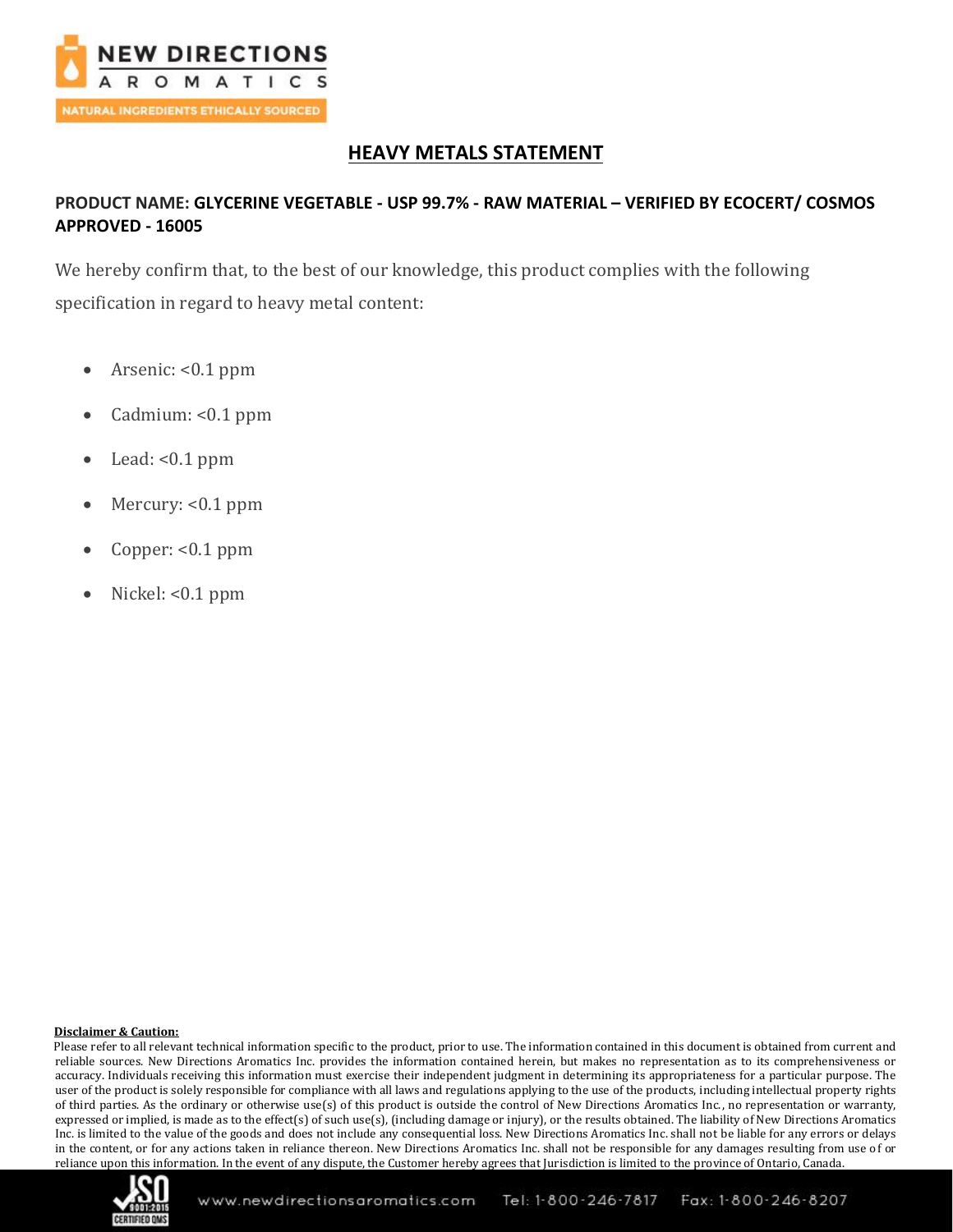# HEAVY METALS STATEMENT

**PRODUCT NAME: GLYCERINE VEGETABLE - USP 99.7% - RAW MATERIAL – VERIFIED BY ECOCERT/ COSMOS APPROVED - 16005**

We hereby confirm that, to the best of our knowledge, this product complies with the following specification in regard to heavy metal content:

- Arsenic: <0.1 ppm
- Cadmium: <0.1 ppm
- Lead: <0.1 ppm
- Mercury: <0.1 ppm
- Copper: <0.1 ppm
- Nickel: <0.1 ppm

**Disclaimer & Caution:**

Please refer to all relevant technical information specific to the product, prior to use. The information contained in this document is obtained from current and reliable sources. New Directions Aromatics Inc. provides the information contained herein, but makes no representation as to its comprehensiveness or accuracy. Individuals receiving this information must exercise their independent judgment in determining its appropriateness for a particular purpose. The user of the product is solely responsible for compliance with all laws and regulations applying to the use of the products, including intellectual property rights of third parties. As the ordinary or otherwise use(s) of this product is outside the control of New Directions Aromatics Inc., no representation or warranty, expressed or implied, is made as to the effect(s) of such use(s), (including damage or injury), or the results obtained. The liability of New Directions Aromatics Inc. is limited to the value of the goods and does not include any consequential loss. New Directions Aromatics Inc. shall not be liable for any errors or delays in the content, or for any actions taken in reliance thereon. New Directions Aromatics Inc. shall not be responsible for any damages resulting from use of or reliance upon this information. In the event of any dispute, the Customer hereby agrees that Jurisdiction is limited to the province of Ontario, Canada.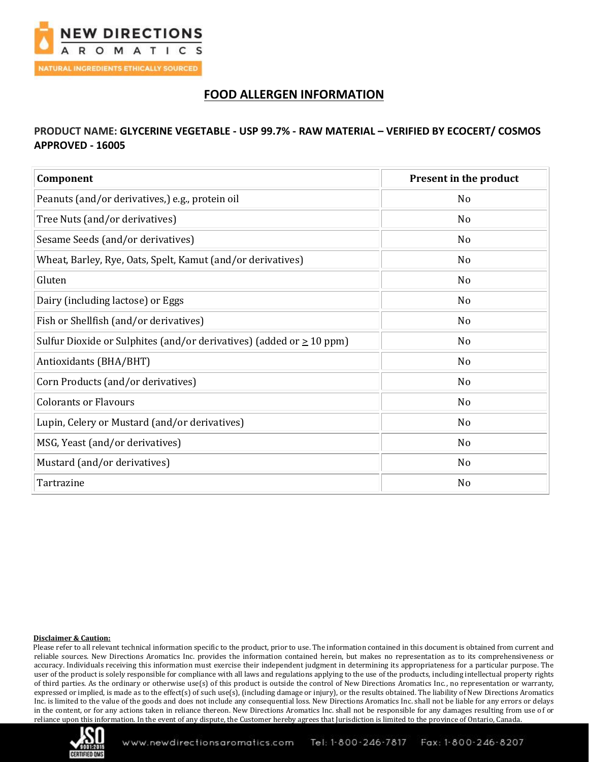NEW DIRECTIONS AROMATICS

NATURAL INGREDIENTS ETHICALLY SOURCED

# FOOD ALLERGEN INFORMATION

**PRODUCT NAME: GLYCERINE VEGETABLE - USP 99.7% - RAW MATERIAL – VERIFIED BY ECOCERT/ COSMOS APPROVED - 16005**

| Component | Present in the product |
|---|---|
| Peanuts (and/or derivatives,) e.g., protein oil | No |
| Tree Nuts (and/or derivatives) | No |
| Sesame Seeds (and/or derivatives) | No |
| Wheat, Barley, Rye, Oats, Spelt, Kamut (and/or derivatives) | No |
| Gluten | No |
| Dairy (including lactose) or Eggs | No |
| Fish or Shellfish (and/or derivatives) | No |
| Sulfur Dioxide or Sulphites (and/or derivatives) (added or $\geq$ 10 ppm) | No |
| Antioxidants (BHA/BHT) | No |
| Corn Products (and/or derivatives) | No |
| Colorants or Flavours | No |
| Lupin, Celery or Mustard (and/or derivatives) | No |
| MSG, Yeast (and/or derivatives) | No |
| Mustard (and/or derivatives) | No |
| Tartrazine | No |

**Disclaimer & Caution:**

Please refer to all relevant technical information specific to the product, prior to use. The information contained in this document is obtained from current and reliable sources. New Directions Aromatics Inc. provides the information contained herein, but makes no representation as to its comprehensiveness or accuracy. Individuals receiving this information must exercise their independent judgment in determining its appropriateness for a particular purpose. The user of the product is solely responsible for compliance with all laws and regulations applying to the use of the products, including intellectual property rights of third parties. As the ordinary or otherwise use(s) of this product is outside the control of New Directions Aromatics Inc., no representation or warranty, expressed or implied, is made as to the effect(s) of such use(s), (including damage or injury), or the results obtained. The liability of New Directions Aromatics Inc. is limited to the value of the goods and does not include any consequential loss. New Directions Aromatics Inc. shall not be liable for any errors or delays in the content, or for any actions taken in reliance thereon. New Directions Aromatics Inc. shall not be responsible for any damages resulting from use of or reliance upon this information. In the event of any dispute, the Customer hereby agrees that Jurisdiction is limited to the province of Ontario, Canada.

www.newdirectionsaromatics.com Tel: 1-800-246-7817 Fax: 1-800-246-8207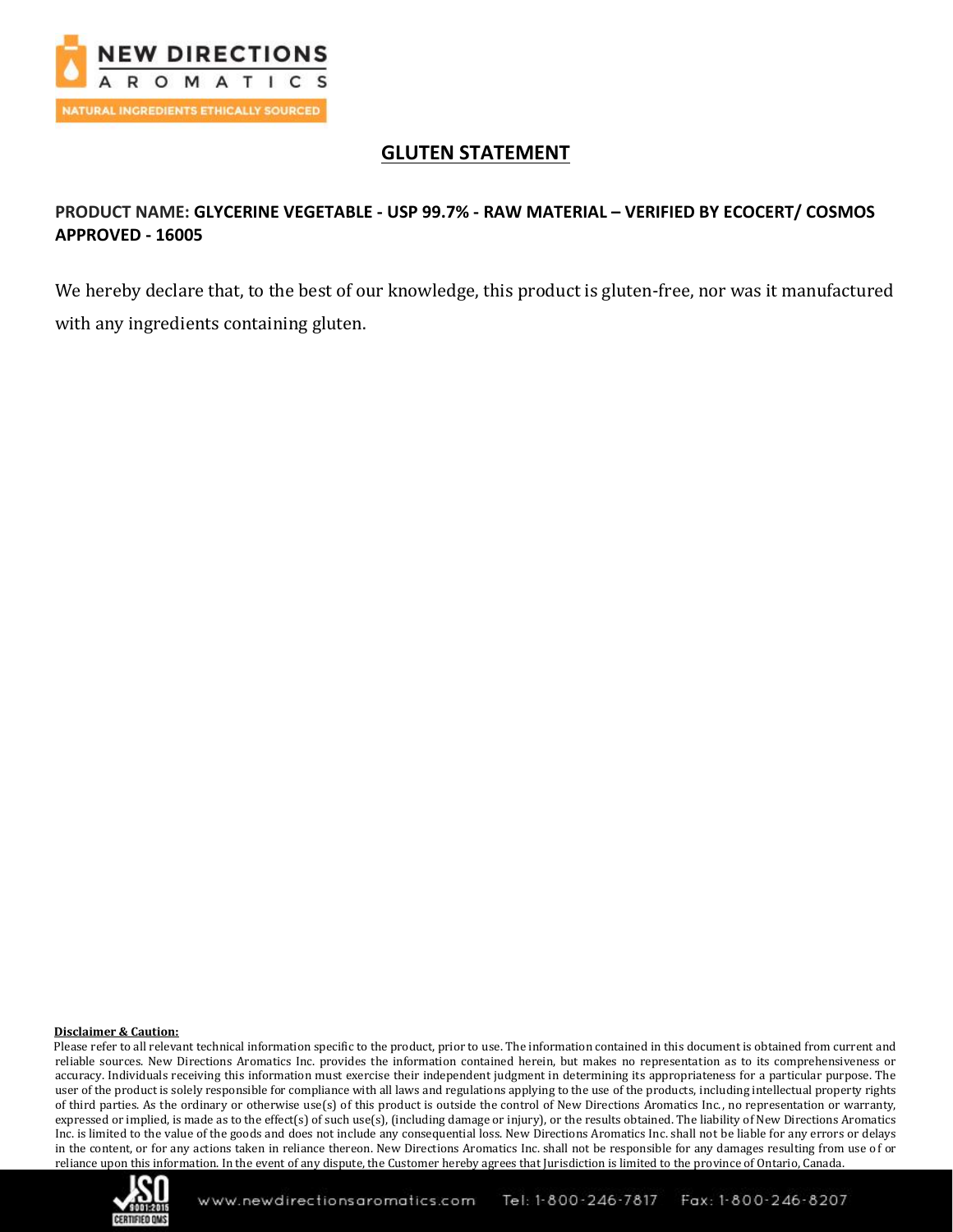## GLUTEN STATEMENT

**PRODUCT NAME: GLYCERINE VEGETABLE - USP 99.7% - RAW MATERIAL – VERIFIED BY ECOCERT/ COSMOS APPROVED - 16005**

We hereby declare that, to the best of our knowledge, this product is gluten-free, nor was it manufactured with any ingredients containing gluten.

**Disclaimer & Caution:**

Please refer to all relevant technical information specific to the product, prior to use. The information contained in this document is obtained from current and reliable sources. New Directions Aromatics Inc. provides the information contained herein, but makes no representation as to its comprehensiveness or accuracy. Individuals receiving this information must exercise their independent judgment in determining its appropriateness for a particular purpose. The user of the product is solely responsible for compliance with all laws and regulations applying to the use of the products, including intellectual property rights of third parties. As the ordinary or otherwise use(s) of this product is outside the control of New Directions Aromatics Inc., no representation or warranty, expressed or implied, is made as to the effect(s) of such use(s), (including damage or injury), or the results obtained. The liability of New Directions Aromatics Inc. is limited to the value of the goods and does not include any consequential loss. New Directions Aromatics Inc. shall not be liable for any errors or delays in the content, or for any actions taken in reliance thereon. New Directions Aromatics Inc. shall not be responsible for any damages resulting from use of or reliance upon this information. In the event of any dispute, the Customer hereby agrees that Jurisdiction is limited to the province of Ontario, Canada.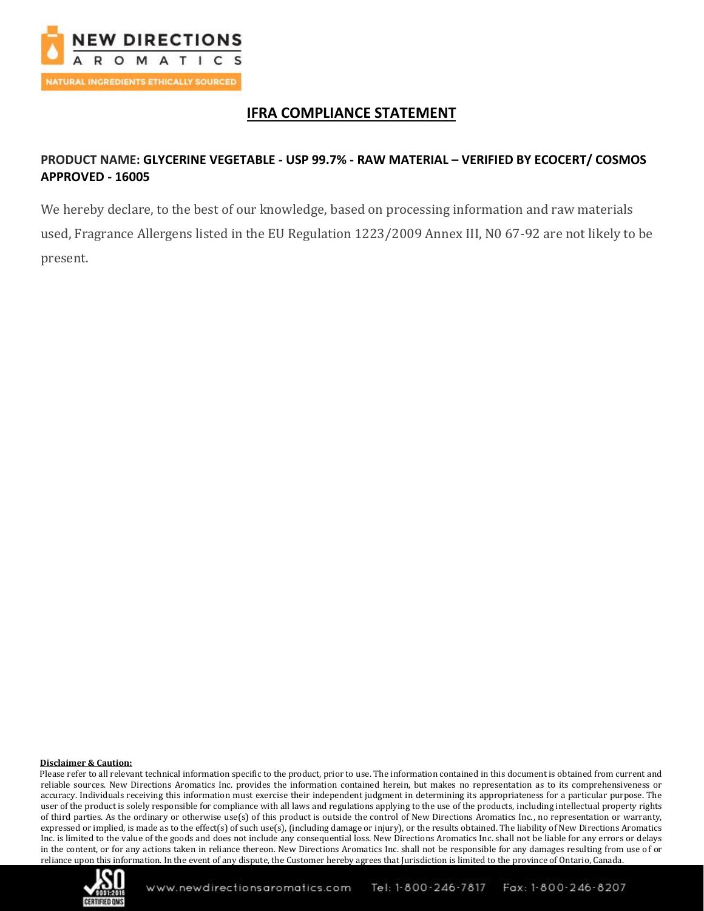NEW DIRECTIONS AROMATICS

NATURAL INGREDIENTS ETHICALLY SOURCED

# IFRA COMPLIANCE STATEMENT

**PRODUCT NAME: GLYCERINE VEGETABLE - USP 99.7% - RAW MATERIAL – VERIFIED BY ECOCERT/ COSMOS APPROVED - 16005**

We hereby declare, to the best of our knowledge, based on processing information and raw materials used, Fragrance Allergens listed in the EU Regulation 1223/2009 Annex III, N0 67-92 are not likely to be present.

**Disclaimer & Caution:**

Please refer to all relevant technical information specific to the product, prior to use. The information contained in this document is obtained from current and reliable sources. New Directions Aromatics Inc. provides the information contained herein, but makes no representation as to its comprehensiveness or accuracy. Individuals receiving this information must exercise their independent judgment in determining its appropriateness for a particular purpose. The user of the product is solely responsible for compliance with all laws and regulations applying to the use of the products, including intellectual property rights of third parties. As the ordinary or otherwise use(s) of this product is outside the control of New Directions Aromatics Inc., no representation or warranty, expressed or implied, is made as to the effect(s) of such use(s), (including damage or injury), or the results obtained. The liability of New Directions Aromatics Inc. is limited to the value of the goods and does not include any consequential loss. New Directions Aromatics Inc. shall not be liable for any errors or delays in the content, or for any actions taken in reliance thereon. New Directions Aromatics Inc. shall not be responsible for any damages resulting from use of or reliance upon this information. In the event of any dispute, the Customer hereby agrees that Jurisdiction is limited to the province of Ontario, Canada.

www.newdirectionsaromatics.com Tel: 1-800-246-7817 Fax: 1-800-246-8207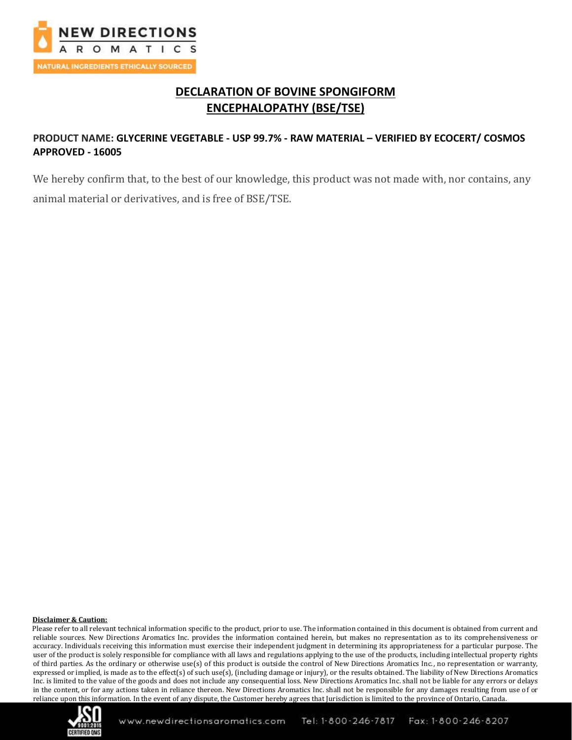# DECLARATION OF BOVINE SPONGIFORM ENCEPHALOPATHY (BSE/TSE)

**PRODUCT NAME: GLYCERINE VEGETABLE - USP 99.7% - RAW MATERIAL – VERIFIED BY ECOCERT/ COSMOS APPROVED - 16005**

We hereby confirm that, to the best of our knowledge, this product was not made with, nor contains, any animal material or derivatives, and is free of BSE/TSE.

**Disclaimer & Caution:**

Please refer to all relevant technical information specific to the product, prior to use. The information contained in this document is obtained from current and reliable sources. New Directions Aromatics Inc. provides the information contained herein, but makes no representation as to its comprehensiveness or accuracy. Individuals receiving this information must exercise their independent judgment in determining its appropriateness for a particular purpose. The user of the product is solely responsible for compliance with all laws and regulations applying to the use of the products, including intellectual property rights of third parties. As the ordinary or otherwise use(s) of this product is outside the control of New Directions Aromatics Inc., no representation or warranty, expressed or implied, is made as to the effect(s) of such use(s), (including damage or injury), or the results obtained. The liability of New Directions Aromatics Inc. is limited to the value of the goods and does not include any consequential loss. New Directions Aromatics Inc. shall not be liable for any errors or delays in the content, or for any actions taken in reliance thereon. New Directions Aromatics Inc. shall not be responsible for any damages resulting from use of or reliance upon this information. In the event of any dispute, the Customer hereby agrees that Jurisdiction is limited to the province of Ontario, Canada.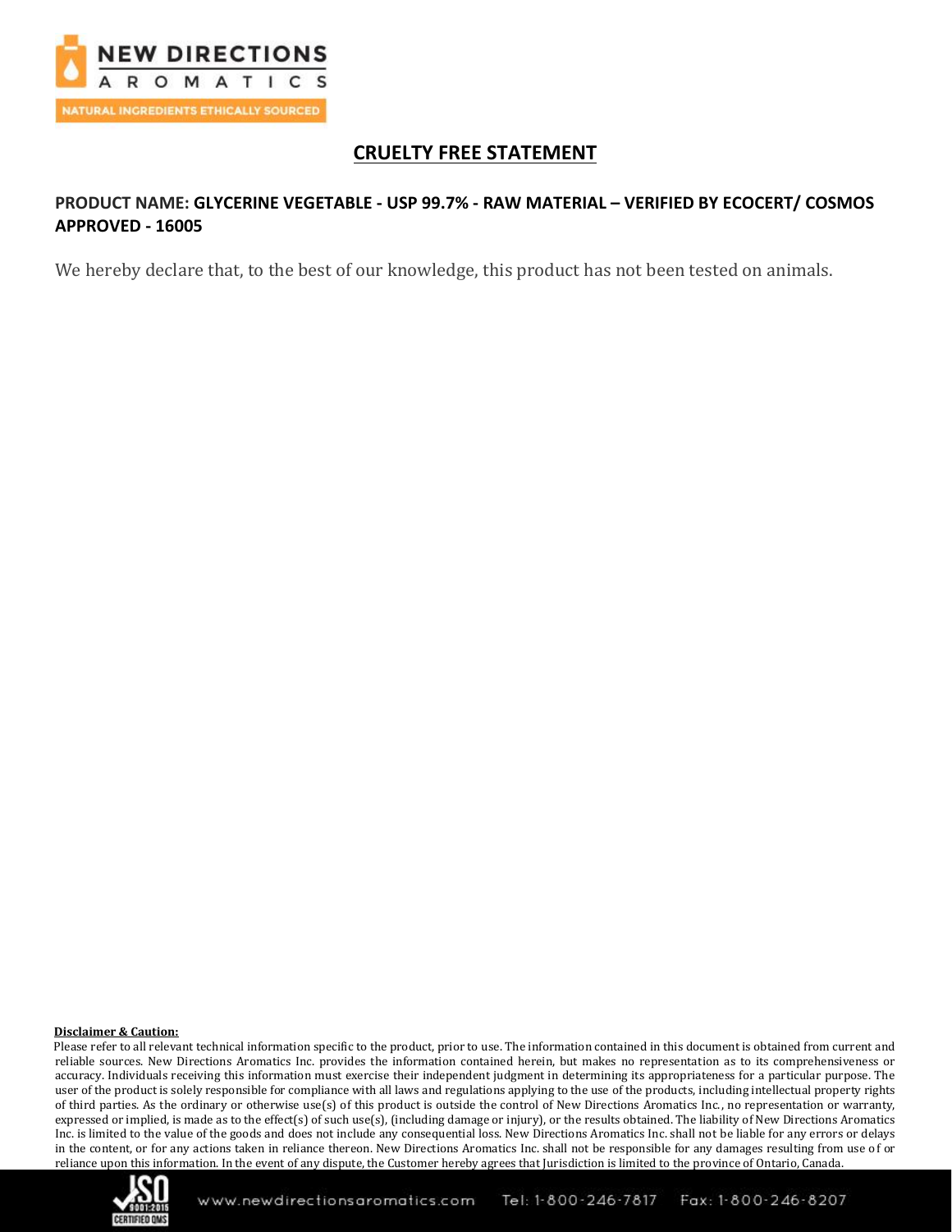## CRUELTY FREE STATEMENT

**PRODUCT NAME: GLYCERINE VEGETABLE - USP 99.7% - RAW MATERIAL – VERIFIED BY ECOCERT/ COSMOS APPROVED - 16005**

We hereby declare that, to the best of our knowledge, this product has not been tested on animals.

**Disclaimer & Caution:**

Please refer to all relevant technical information specific to the product, prior to use. The information contained in this document is obtained from current and reliable sources. New Directions Aromatics Inc. provides the information contained herein, but makes no representation as to its comprehensiveness or accuracy. Individuals receiving this information must exercise their independent judgment in determining its appropriateness for a particular purpose. The user of the product is solely responsible for compliance with all laws and regulations applying to the use of the products, including intellectual property rights of third parties. As the ordinary or otherwise use(s) of this product is outside the control of New Directions Aromatics Inc., no representation or warranty, expressed or implied, is made as to the effect(s) of such use(s), (including damage or injury), or the results obtained. The liability of New Directions Aromatics Inc. is limited to the value of the goods and does not include any consequential loss. New Directions Aromatics Inc. shall not be liable for any errors or delays in the content, or for any actions taken in reliance thereon. New Directions Aromatics Inc. shall not be responsible for any damages resulting from use of or reliance upon this information. In the event of any dispute, the Customer hereby agrees that Jurisdiction is limited to the province of Ontario, Canada.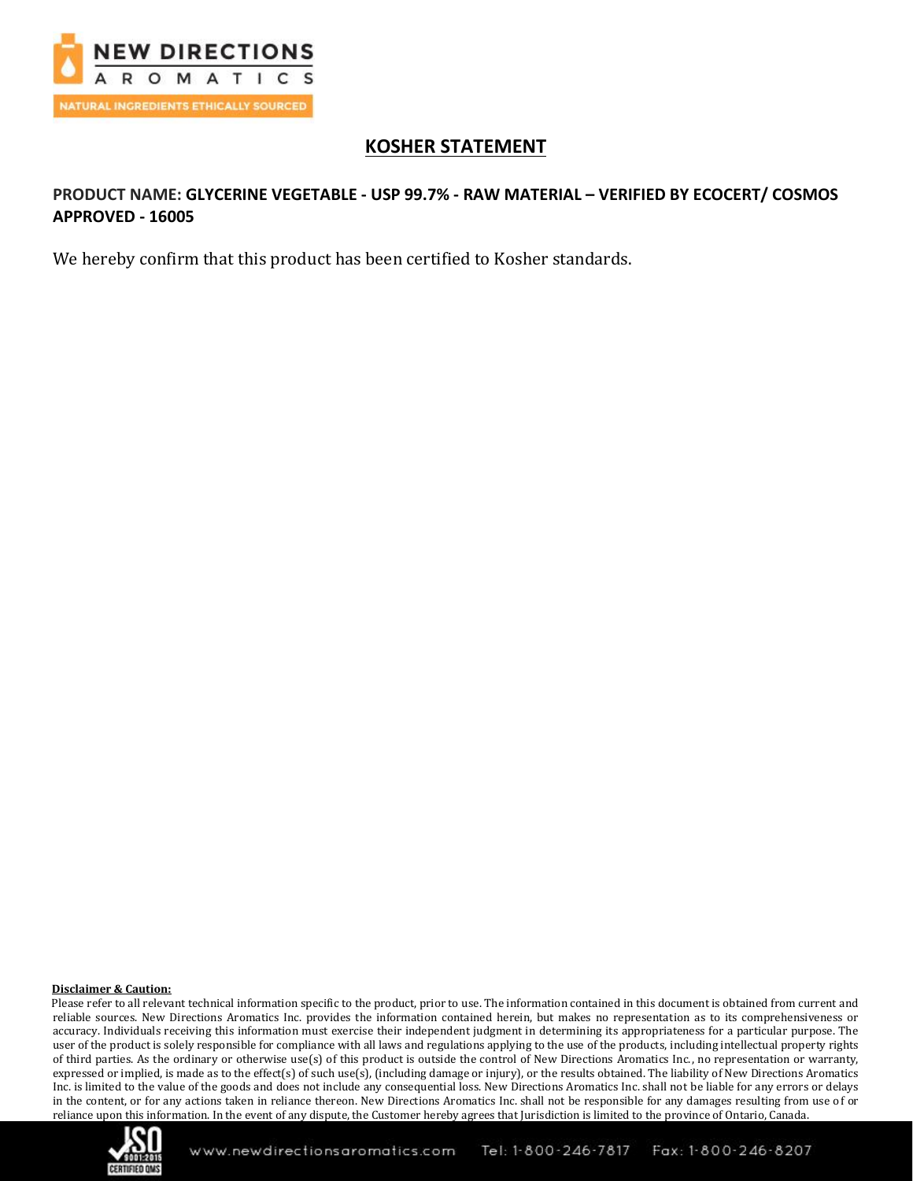# KOSHER STATEMENT

**PRODUCT NAME: GLYCERINE VEGETABLE - USP 99.7% - RAW MATERIAL – VERIFIED BY ECOCERT/ COSMOS APPROVED - 16005**

We hereby confirm that this product has been certified to Kosher standards.

**Disclaimer & Caution:**

Please refer to all relevant technical information specific to the product, prior to use. The information contained in this document is obtained from current and reliable sources. New Directions Aromatics Inc. provides the information contained herein, but makes no representation as to its comprehensiveness or accuracy. Individuals receiving this information must exercise their independent judgment in determining its appropriateness for a particular purpose. The user of the product is solely responsible for compliance with all laws and regulations applying to the use of the products, including intellectual property rights of third parties. As the ordinary or otherwise use(s) of this product is outside the control of New Directions Aromatics Inc., no representation or warranty, expressed or implied, is made as to the effect(s) of such use(s), (including damage or injury), or the results obtained. The liability of New Directions Aromatics Inc. is limited to the value of the goods and does not include any consequential loss. New Directions Aromatics Inc. shall not be liable for any errors or delays in the content, or for any actions taken in reliance thereon. New Directions Aromatics Inc. shall not be responsible for any damages resulting from use of or reliance upon this information. In the event of any dispute, the Customer hereby agrees that Jurisdiction is limited to the province of Ontario, Canada.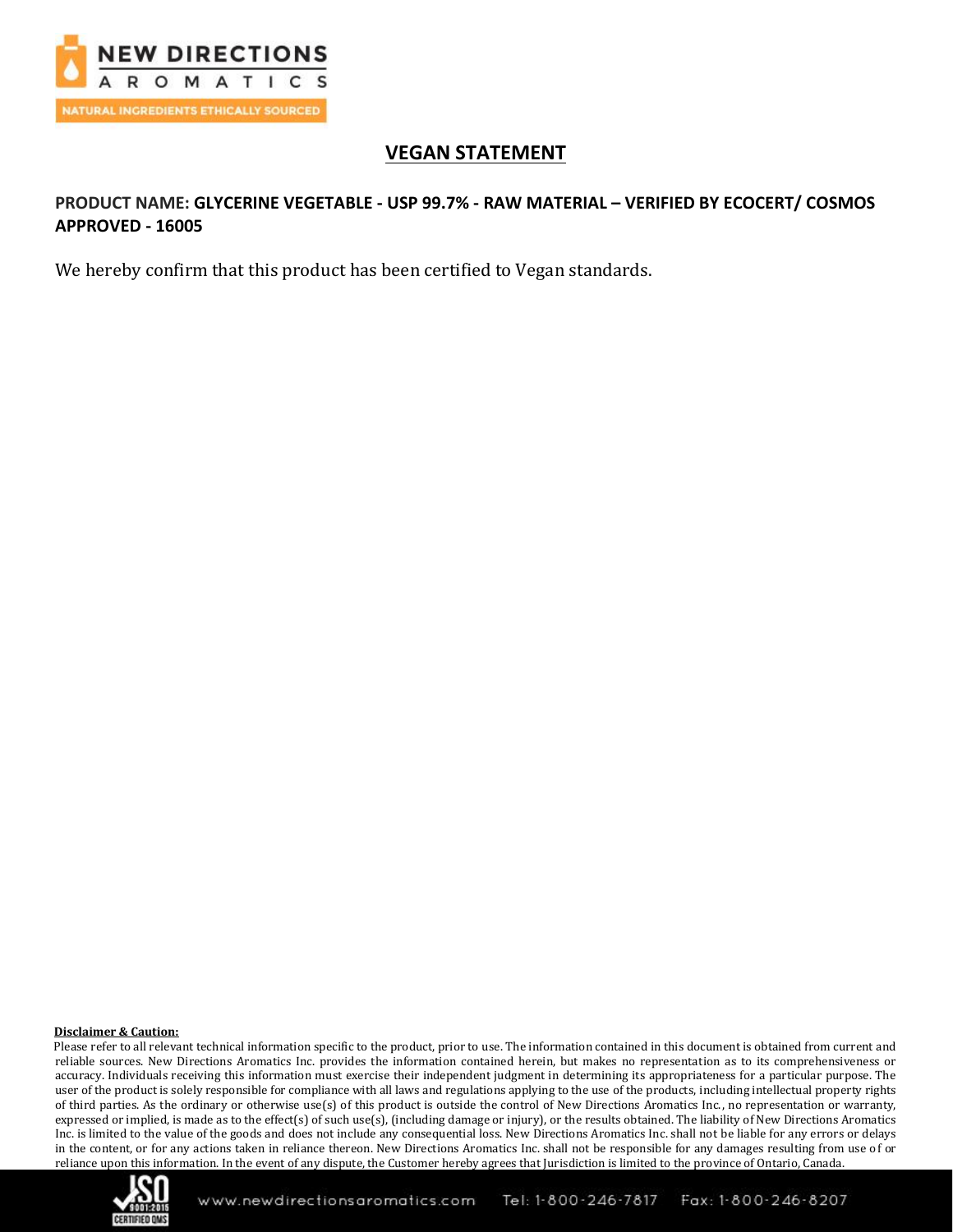# VEGAN STATEMENT

**PRODUCT NAME: GLYCERINE VEGETABLE - USP 99.7% - RAW MATERIAL – VERIFIED BY ECOCERT/ COSMOS APPROVED - 16005**

We hereby confirm that this product has been certified to Vegan standards.

**Disclaimer & Caution:**

Please refer to all relevant technical information specific to the product, prior to use. The information contained in this document is obtained from current and reliable sources. New Directions Aromatics Inc. provides the information contained herein, but makes no representation as to its comprehensiveness or accuracy. Individuals receiving this information must exercise their independent judgment in determining its appropriateness for a particular purpose. The user of the product is solely responsible for compliance with all laws and regulations applying to the use of the products, including intellectual property rights of third parties. As the ordinary or otherwise use(s) of this product is outside the control of New Directions Aromatics Inc., no representation or warranty, expressed or implied, is made as to the effect(s) of such use(s), (including damage or injury), or the results obtained. The liability of New Directions Aromatics Inc. is limited to the value of the goods and does not include any consequential loss. New Directions Aromatics Inc. shall not be liable for any errors or delays in the content, or for any actions taken in reliance thereon. New Directions Aromatics Inc. shall not be responsible for any damages resulting from use of or reliance upon this information. In the event of any dispute, the Customer hereby agrees that Jurisdiction is limited to the province of Ontario, Canada.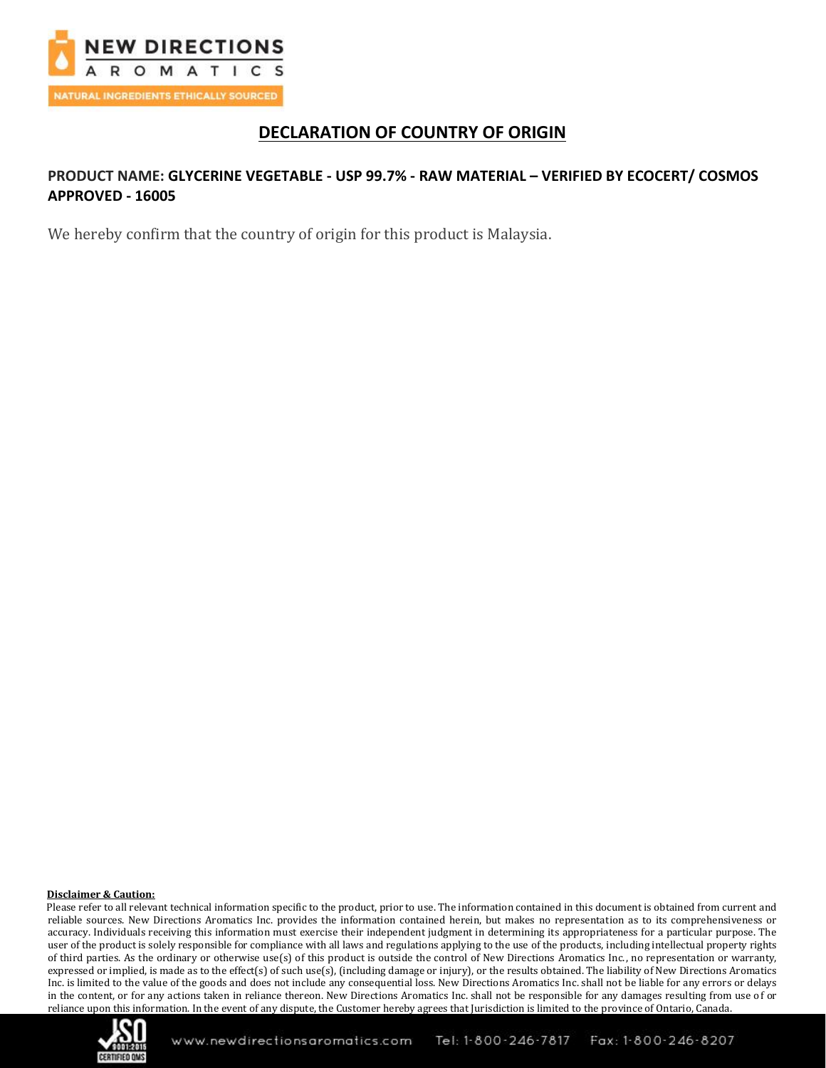# DECLARATION OF COUNTRY OF ORIGIN

**PRODUCT NAME: GLYCERINE VEGETABLE - USP 99.7% - RAW MATERIAL – VERIFIED BY ECOCERT/ COSMOS APPROVED - 16005**

We hereby confirm that the country of origin for this product is Malaysia.

**Disclaimer & Caution:**

Please refer to all relevant technical information specific to the product, prior to use. The information contained in this document is obtained from current and reliable sources. New Directions Aromatics Inc. provides the information contained herein, but makes no representation as to its comprehensiveness or accuracy. Individuals receiving this information must exercise their independent judgment in determining its appropriateness for a particular purpose. The user of the product is solely responsible for compliance with all laws and regulations applying to the use of the products, including intellectual property rights of third parties. As the ordinary or otherwise use(s) of this product is outside the control of New Directions Aromatics Inc., no representation or warranty, expressed or implied, is made as to the effect(s) of such use(s), (including damage or injury), or the results obtained. The liability of New Directions Aromatics Inc. is limited to the value of the goods and does not include any consequential loss. New Directions Aromatics Inc. shall not be liable for any errors or delays in the content, or for any actions taken in reliance thereon. New Directions Aromatics Inc. shall not be responsible for any damages resulting from use of or reliance upon this information. In the event of any dispute, the Customer hereby agrees that Jurisdiction is limited to the province of Ontario, Canada.

www.newdirectionsaromatics.com Tel: 1-800-246-7817 Fax: 1-800-246-8207